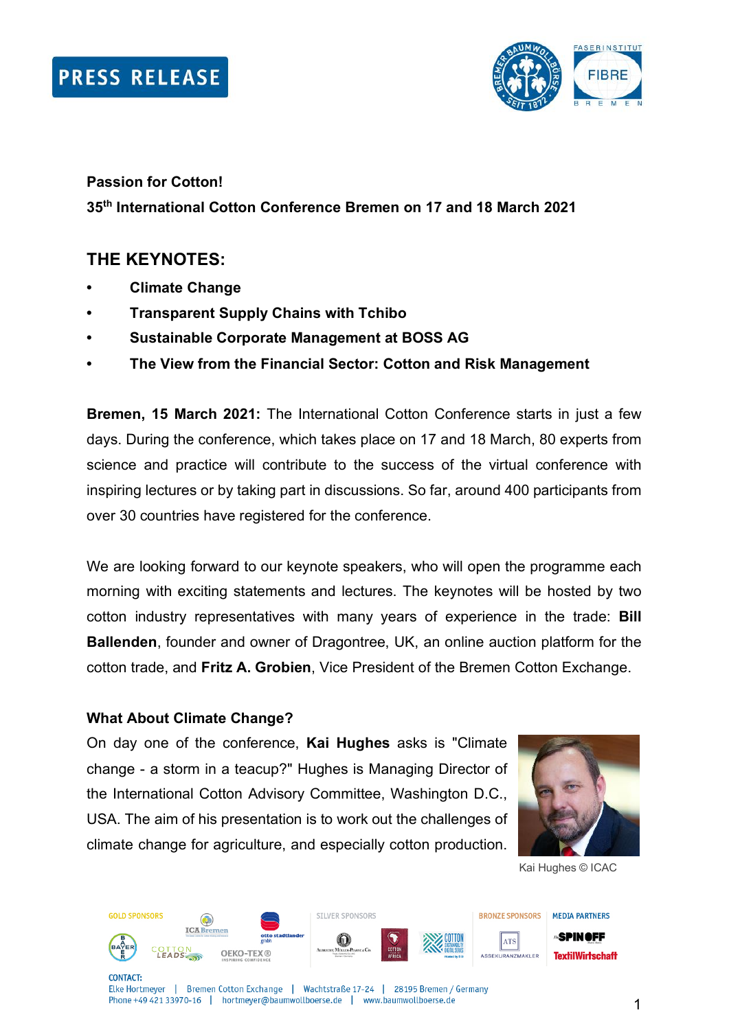PRESS RELEASE

**Passion for Cotton!**

**35th International Cotton Conference Bremen on 17 and 18 March 2021**

## THE KEYNOTES:

- **Climate Change**
- **Transparent Supply Chains with Tchibo**
- **Sustainable Corporate Management at BOSS AG**
- **The View from the Financial Sector: Cotton and Risk Management**

**Bremen, 15 March 2021:** The International Cotton Conference starts in just a few days. During the conference, which takes place on 17 and 18 March, 80 experts from science and practice will contribute to the success of the virtual conference with inspiring lectures or by taking part in discussions. So far, around 400 participants from over 30 countries have registered for the conference.

We are looking forward to our keynote speakers, who will open the programme each morning with exciting statements and lectures. The keynotes will be hosted by two cotton industry representatives with many years of experience in the trade: **Bill Ballenden**, founder and owner of Dragontree, UK, an online auction platform for the cotton trade, and **Fritz A. Grobien**, Vice President of the Bremen Cotton Exchange.

**What About Climate Change?**

On day one of the conference, **Kai Hughes** asks is "Climate change - a storm in a teacup?" Hughes is Managing Director of the International Cotton Advisory Committee, Washington D.C., USA. The aim of his presentation is to work out the challenges of climate change for agriculture, and especially cotton production.

Kai Hughes © ICAC

GOLD SPONSORS | SILVER SPONSORS | BRONZE SPONSORS | MEDIA PARTNERS

CONTACT:
Elke Hortmeyer | Bremen Cotton Exchange | Wachtstraße 17-24 | 28195 Bremen / Germany
Phone +49 421 33970-16 | hortmeyer@baumwollboerse.de | www.baumwollboerse.de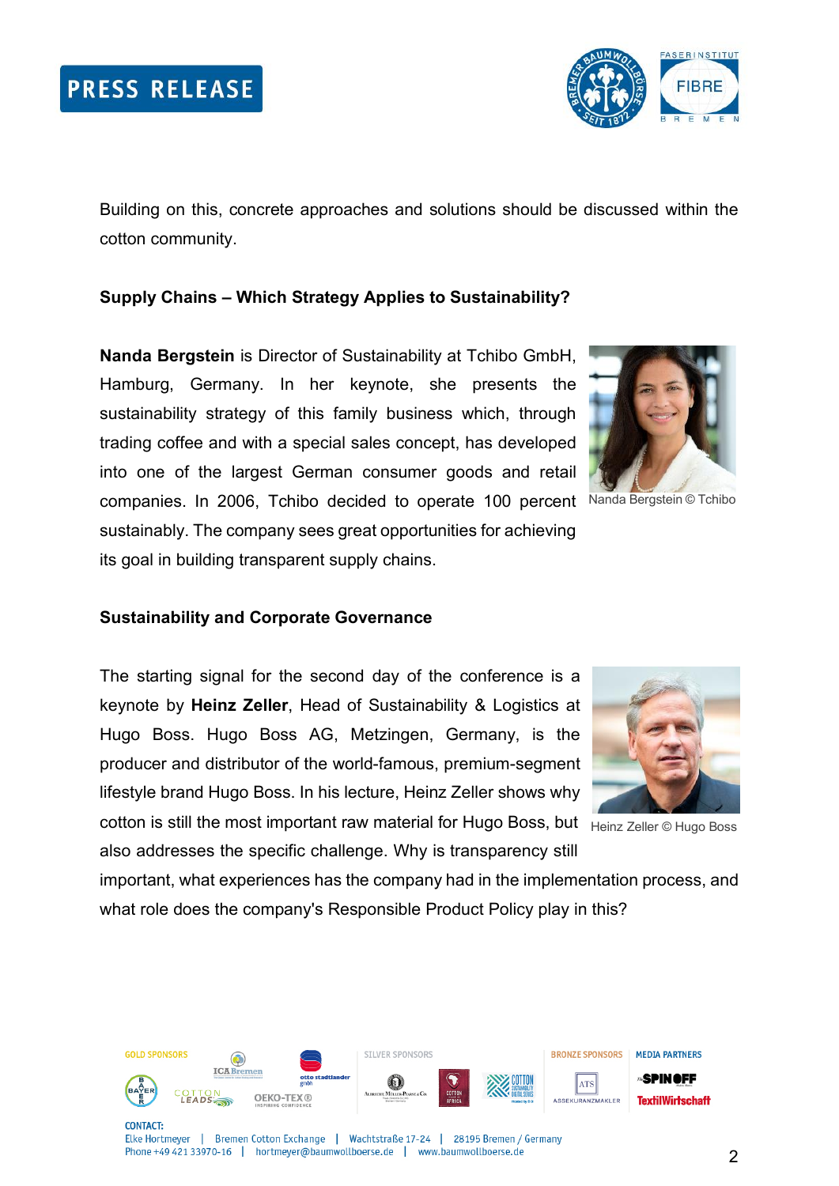Building on this, concrete approaches and solutions should be discussed within the cotton community.

## Supply Chains – Which Strategy Applies to Sustainability?

**Nanda Bergstein** is Director of Sustainability at Tchibo GmbH, Hamburg, Germany. In her keynote, she presents the sustainability strategy of this family business which, through trading coffee and with a special sales concept, has developed into one of the largest German consumer goods and retail companies. In 2006, Tchibo decided to operate 100 percent sustainably. The company sees great opportunities for achieving its goal in building transparent supply chains.

Nanda Bergstein © Tchibo

## Sustainability and Corporate Governance

The starting signal for the second day of the conference is a keynote by **Heinz Zeller**, Head of Sustainability & Logistics at Hugo Boss. Hugo Boss AG, Metzingen, Germany, is the producer and distributor of the world-famous, premium-segment lifestyle brand Hugo Boss. In his lecture, Heinz Zeller shows why cotton is still the most important raw material for Hugo Boss, but also addresses the specific challenge. Why is transparency still important, what experiences has the company had in the implementation process, and what role does the company's Responsible Product Policy play in this?

Heinz Zeller © Hugo Boss

CONTACT:
Elke Hortmeyer | Bremen Cotton Exchange | Wachtstraße 17-24 | 28195 Bremen / Germany
Phone +49 421 33970-16 | hortmeyer@baumwollboerse.de | www.baumwollboerse.de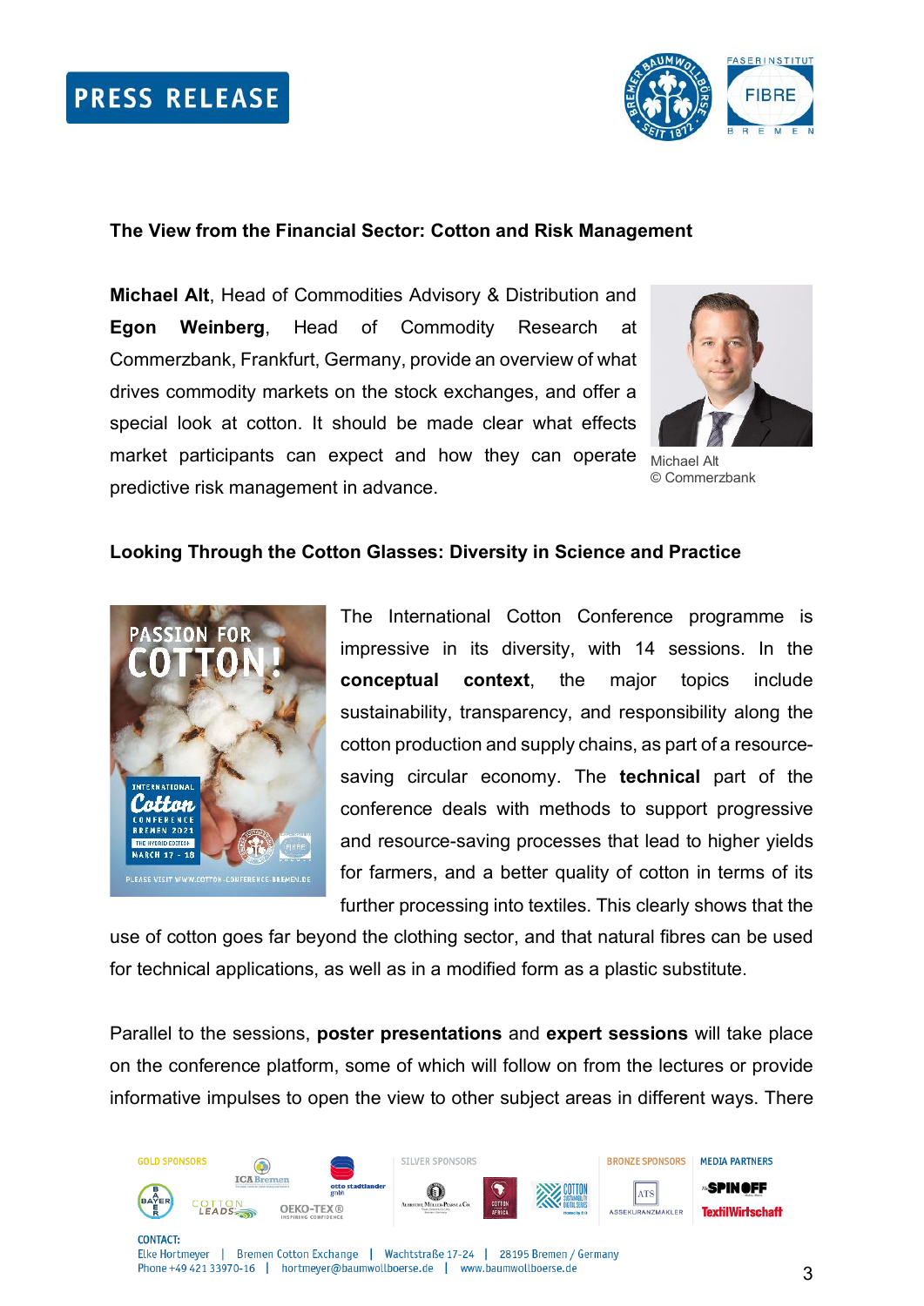**The View from the Financial Sector: Cotton and Risk Management**

**Michael Alt**, Head of Commodities Advisory & Distribution and **Egon Weinberg**, Head of Commodity Research at Commerzbank, Frankfurt, Germany, provide an overview of what drives commodity markets on the stock exchanges, and offer a special look at cotton. It should be made clear what effects market participants can expect and how they can operate predictive risk management in advance.

Michael Alt
© Commerzbank

**Looking Through the Cotton Glasses: Diversity in Science and Practice**

The International Cotton Conference programme is impressive in its diversity, with 14 sessions. In the **conceptual context**, the major topics include sustainability, transparency, and responsibility along the cotton production and supply chains, as part of a resource-saving circular economy. The **technical** part of the conference deals with methods to support progressive and resource-saving processes that lead to higher yields for farmers, and a better quality of cotton in terms of its further processing into textiles. This clearly shows that the use of cotton goes far beyond the clothing sector, and that natural fibres can be used for technical applications, as well as in a modified form as a plastic substitute.

Parallel to the sessions, **poster presentations** and **expert sessions** will take place on the conference platform, some of which will follow on from the lectures or provide informative impulses to open the view to other subject areas in different ways. There

CONTACT:
Elke Hortmeyer | Bremen Cotton Exchange | Wachtstraße 17-24 | 28195 Bremen / Germany
Phone +49 421 33970-16 | hortmeyer@baumwollboerse.de | www.baumwollboerse.de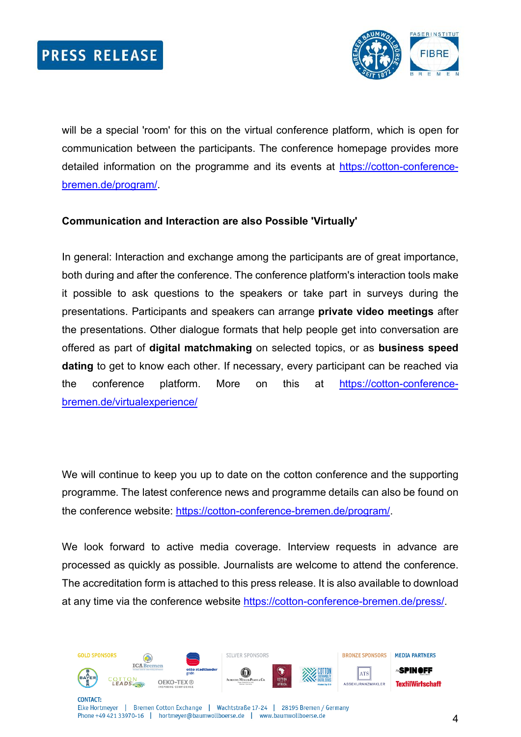will be a special 'room' for this on the virtual conference platform, which is open for communication between the participants. The conference homepage provides more detailed information on the programme and its events at https://cotton-conference-bremen.de/program/.

**Communication and Interaction are also Possible 'Virtually'**

In general: Interaction and exchange among the participants are of great importance, both during and after the conference. The conference platform's interaction tools make it possible to ask questions to the speakers or take part in surveys during the presentations. Participants and speakers can arrange **private video meetings** after the presentations. Other dialogue formats that help people get into conversation are offered as part of **digital matchmaking** on selected topics, or as **business speed dating** to get to know each other. If necessary, every participant can be reached via the conference platform. More on this at https://cotton-conference-bremen.de/virtualexperience/

We will continue to keep you up to date on the cotton conference and the supporting programme. The latest conference news and programme details can also be found on the conference website: https://cotton-conference-bremen.de/program/.

We look forward to active media coverage. Interview requests in advance are processed as quickly as possible. Journalists are welcome to attend the conference. The accreditation form is attached to this press release. It is also available to download at any time via the conference website https://cotton-conference-bremen.de/press/.

GOLD SPONSORS SILVER SPONSORS BRONZE SPONSORS MEDIA PARTNERS

CONTACT:
Elke Hortmeyer | Bremen Cotton Exchange | Wachtstraße 17-24 | 28195 Bremen / Germany
Phone +49 421 33970-16 | hortmeyer@baumwollboerse.de | www.baumwollboerse.de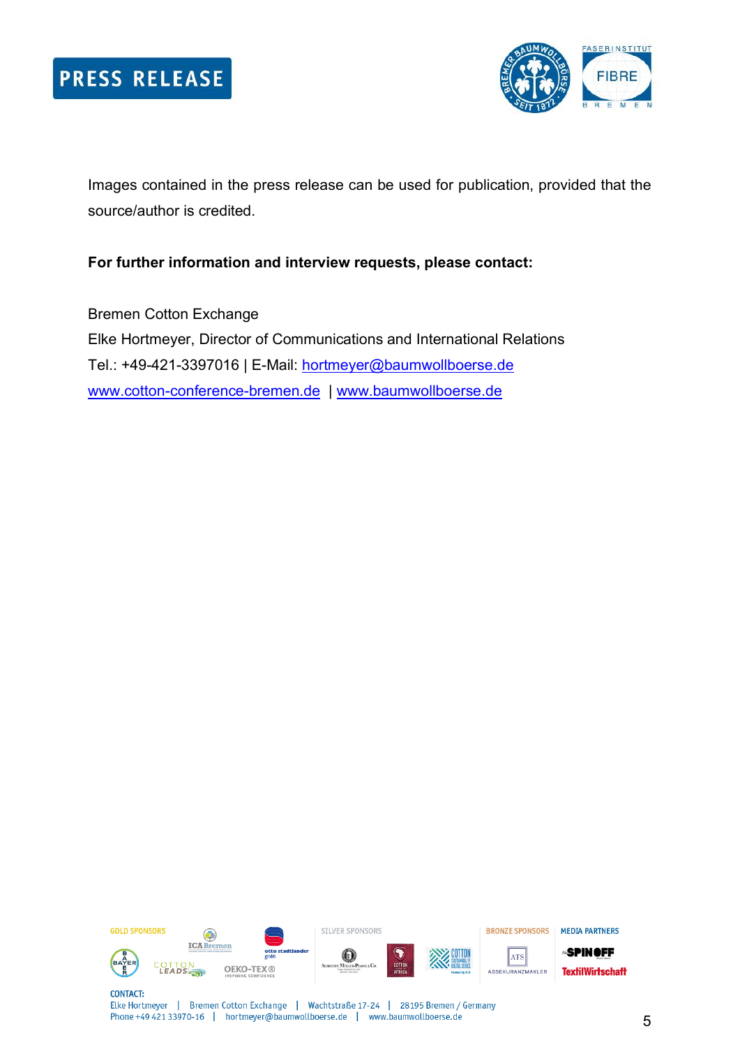Images contained in the press release can be used for publication, provided that the source/author is credited.

**For further information and interview requests, please contact:**

Bremen Cotton Exchange
Elke Hortmeyer, Director of Communications and International Relations
Tel.: +49-421-3397016 | E-Mail: hortmeyer@baumwollboerse.de
www.cotton-conference-bremen.de | www.baumwollboerse.de